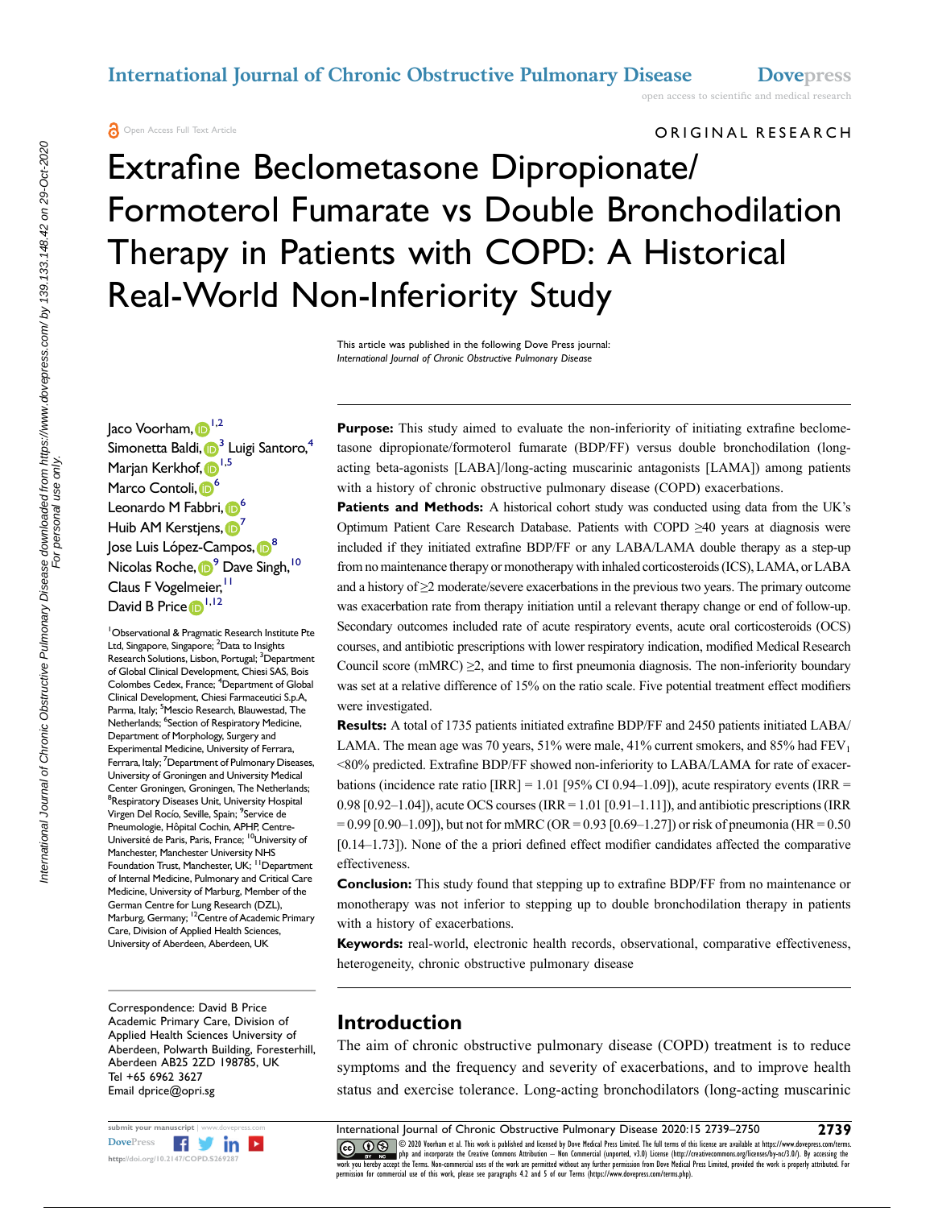ORIGINAL RESEARCH

# Extrafine Beclometasone Dipropionate/ Formoterol Fumarate vs Double Bronchodilation Therapy in Patients with COPD: A Historical Real-World Non-Inferiority Study

This article was published in the following Dove Press journal: *International Journal of Chronic Obstructive Pulmonary Disease*

Jaco Voorham,[1,2] Simonetta Baldi,[3] Luigi Santoro,[4] Marjan Kerkhof,[1,5] Marco Contoli,[6] Leonardo M Fabbri,[6] Huib AM Kerstjens,[7] Jose Luis López-Campos,[8] Nicolas Roche,[9] Dave Singh,[10] Claus F Vogelmeier,[11] David B Price[1,12]

[1]Observational & Pragmatic Research Institute Pte Ltd, Singapore, Singapore; [2]Data to Insights Research Solutions, Lisbon, Portugal; [3]Department of Global Clinical Development, Chiesi SAS, Bois Colombes Cedex, France; [4]Department of Global Clinical Development, Chiesi Farmaceutici S.p.A, Parma, Italy; [5]Mescio Research, Blauwestad, The Netherlands; [6]Section of Respiratory Medicine, Department of Morphology, Surgery and Experimental Medicine, University of Ferrara, Ferrara, Italy; [7]Department of Pulmonary Diseases, University of Groningen and University Medical Center Groningen, Groningen, The Netherlands; [8]Respiratory Diseases Unit, University Hospital Virgen Del Rocío, Seville, Spain; [9]Service de Pneumologie, Hôpital Cochin, APHP, Centre-Université de Paris, Paris, France; [10]University of Manchester, Manchester University NHS Foundation Trust, Manchester, UK; [11]Department of Internal Medicine, Pulmonary and Critical Care Medicine, University of Marburg, Member of the German Centre for Lung Research (DZL), Marburg, Germany; [12]Centre of Academic Primary Care, Division of Applied Health Sciences, University of Aberdeen, Aberdeen, UK

Correspondence: David B Price
Academic Primary Care, Division of Applied Health Sciences University of Aberdeen, Polwarth Building, Foresterhill, Aberdeen AB25 2ZD 198785, UK
Tel +65 6962 3627
Email dprice@opri.sg

**Purpose:** This study aimed to evaluate the non-inferiority of initiating extrafine beclometasone dipropionate/formoterol fumarate (BDP/FF) versus double bronchodilation (long-acting beta-agonists [LABA]/long-acting muscarinic antagonists [LAMA]) among patients with a history of chronic obstructive pulmonary disease (COPD) exacerbations.

**Patients and Methods:** A historical cohort study was conducted using data from the UK's Optimum Patient Care Research Database. Patients with COPD ≥40 years at diagnosis were included if they initiated extrafine BDP/FF or any LABA/LAMA double therapy as a step-up from no maintenance therapy or monotherapy with inhaled corticosteroids (ICS), LAMA, or LABA and a history of ≥2 moderate/severe exacerbations in the previous two years. The primary outcome was exacerbation rate from therapy initiation until a relevant therapy change or end of follow-up. Secondary outcomes included rate of acute respiratory events, acute oral corticosteroids (OCS) courses, and antibiotic prescriptions with lower respiratory indication, modified Medical Research Council score (mMRC) ≥2, and time to first pneumonia diagnosis. The non-inferiority boundary was set at a relative difference of 15% on the ratio scale. Five potential treatment effect modifiers were investigated.

**Results:** A total of 1735 patients initiated extrafine BDP/FF and 2450 patients initiated LABA/LAMA. The mean age was 70 years, 51% were male, 41% current smokers, and 85% had $FEV_1$ <80% predicted. Extrafine BDP/FF showed non-inferiority to LABA/LAMA for rate of exacerbations (incidence rate ratio [IRR] = 1.01 [95% CI 0.94–1.09]), acute respiratory events (IRR = 0.98 [0.92–1.04]), acute OCS courses (IRR = 1.01 [0.91–1.11]), and antibiotic prescriptions (IRR = 0.99 [0.90–1.09]), but not for mMRC (OR = 0.93 [0.69–1.27]) or risk of pneumonia (HR = 0.50 [0.14–1.73]). None of the a priori defined effect modifier candidates affected the comparative effectiveness.

**Conclusion:** This study found that stepping up to extrafine BDP/FF from no maintenance or monotherapy was not inferior to stepping up to double bronchodilation therapy in patients with a history of exacerbations.

**Keywords:** real-world, electronic health records, observational, comparative effectiveness, heterogeneity, chronic obstructive pulmonary disease

## Introduction

The aim of chronic obstructive pulmonary disease (COPD) treatment is to reduce symptoms and the frequency and severity of exacerbations, and to improve health status and exercise tolerance. Long-acting bronchodilators (long-acting muscarinic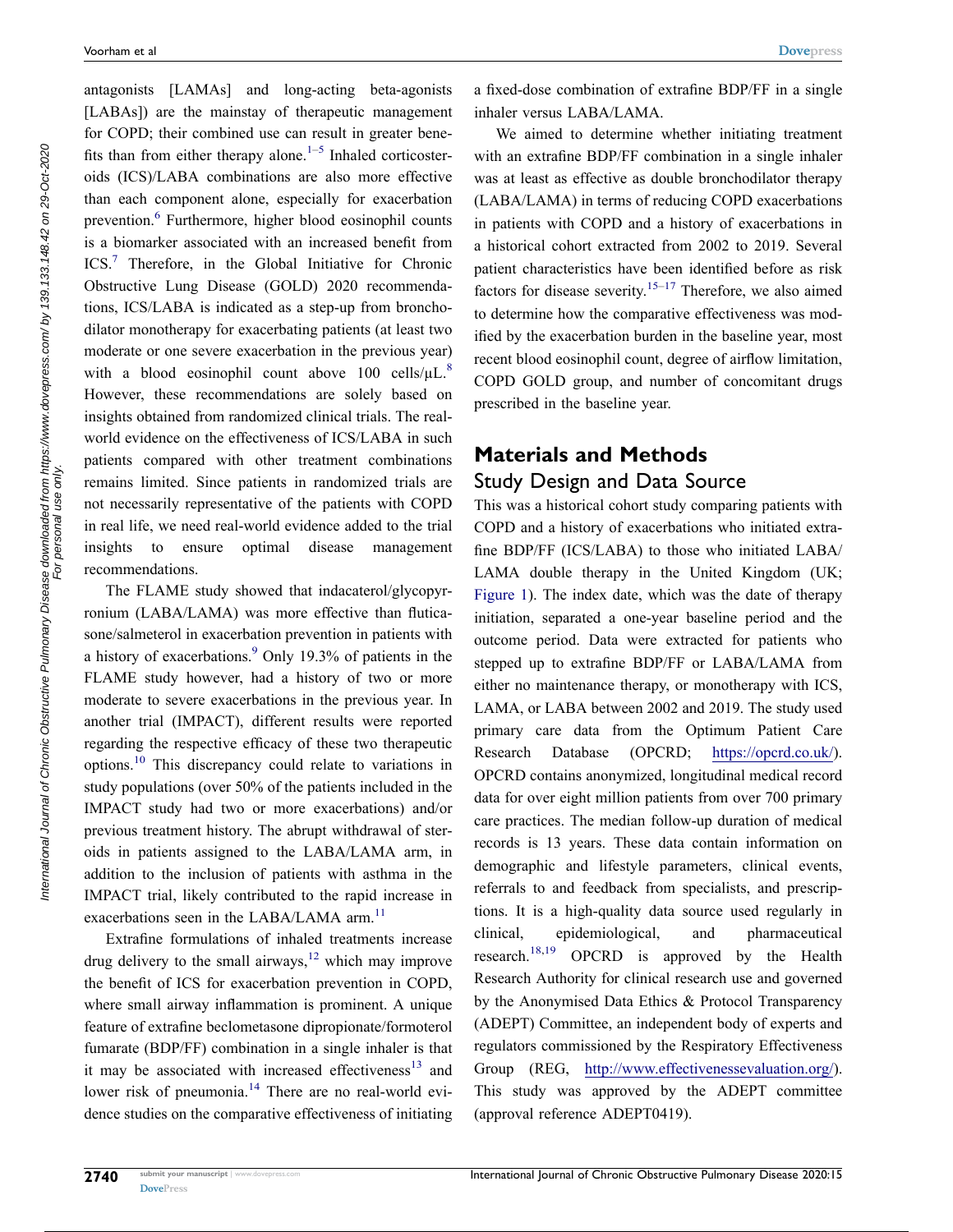antagonists [LAMAs] and long-acting beta-agonists [LABAs]) are the mainstay of therapeutic management for COPD; their combined use can result in greater benefits than from either therapy alone.[1–5] Inhaled corticosteroids (ICS)/LABA combinations are also more effective than each component alone, especially for exacerbation prevention.[6] Furthermore, higher blood eosinophil counts is a biomarker associated with an increased benefit from ICS.[7] Therefore, in the Global Initiative for Chronic Obstructive Lung Disease (GOLD) 2020 recommendations, ICS/LABA is indicated as a step-up from bronchodilator monotherapy for exacerbating patients (at least two moderate or one severe exacerbation in the previous year) with a blood eosinophil count above 100 cells/μL.[8] However, these recommendations are solely based on insights obtained from randomized clinical trials. The real-world evidence on the effectiveness of ICS/LABA in such patients compared with other treatment combinations remains limited. Since patients in randomized trials are not necessarily representative of the patients with COPD in real life, we need real-world evidence added to the trial insights to ensure optimal disease management recommendations.

The FLAME study showed that indacaterol/glycopyrronium (LABA/LAMA) was more effective than fluticasone/salmeterol in exacerbation prevention in patients with a history of exacerbations.[9] Only 19.3% of patients in the FLAME study however, had a history of two or more moderate to severe exacerbations in the previous year. In another trial (IMPACT), different results were reported regarding the respective efficacy of these two therapeutic options.[10] This discrepancy could relate to variations in study populations (over 50% of the patients included in the IMPACT study had two or more exacerbations) and/or previous treatment history. The abrupt withdrawal of steroids in patients assigned to the LABA/LAMA arm, in addition to the inclusion of patients with asthma in the IMPACT trial, likely contributed to the rapid increase in exacerbations seen in the LABA/LAMA arm.[11]

Extrafine formulations of inhaled treatments increase drug delivery to the small airways,[12] which may improve the benefit of ICS for exacerbation prevention in COPD, where small airway inflammation is prominent. A unique feature of extrafine beclometasone dipropionate/formoterol fumarate (BDP/FF) combination in a single inhaler is that it may be associated with increased effectiveness[13] and lower risk of pneumonia.[14] There are no real-world evidence studies on the comparative effectiveness of initiating a fixed-dose combination of extrafine BDP/FF in a single inhaler versus LABA/LAMA.

We aimed to determine whether initiating treatment with an extrafine BDP/FF combination in a single inhaler was at least as effective as double bronchodilator therapy (LABA/LAMA) in terms of reducing COPD exacerbations in patients with COPD and a history of exacerbations in a historical cohort extracted from 2002 to 2019. Several patient characteristics have been identified before as risk factors for disease severity.[15–17] Therefore, we also aimed to determine how the comparative effectiveness was modified by the exacerbation burden in the baseline year, most recent blood eosinophil count, degree of airflow limitation, COPD GOLD group, and number of concomitant drugs prescribed in the baseline year.

## Materials and Methods

### Study Design and Data Source

This was a historical cohort study comparing patients with COPD and a history of exacerbations who initiated extrafine BDP/FF (ICS/LABA) to those who initiated LABA/LAMA double therapy in the United Kingdom (UK; Figure 1). The index date, which was the date of therapy initiation, separated a one-year baseline period and the outcome period. Data were extracted for patients who stepped up to extrafine BDP/FF or LABA/LAMA from either no maintenance therapy, or monotherapy with ICS, LAMA, or LABA between 2002 and 2019. The study used primary care data from the Optimum Patient Care Research Database (OPCRD; https://opcrd.co.uk/). OPCRD contains anonymized, longitudinal medical record data for over eight million patients from over 700 primary care practices. The median follow-up duration of medical records is 13 years. These data contain information on demographic and lifestyle parameters, clinical events, referrals to and feedback from specialists, and prescriptions. It is a high-quality data source used regularly in clinical, epidemiological, and pharmaceutical research.[18,19] OPCRD is approved by the Health Research Authority for clinical research use and governed by the Anonymised Data Ethics & Protocol Transparency (ADEPT) Committee, an independent body of experts and regulators commissioned by the Respiratory Effectiveness Group (REG, http://www.effectivenessevaluation.org/). This study was approved by the ADEPT committee (approval reference ADEPT0419).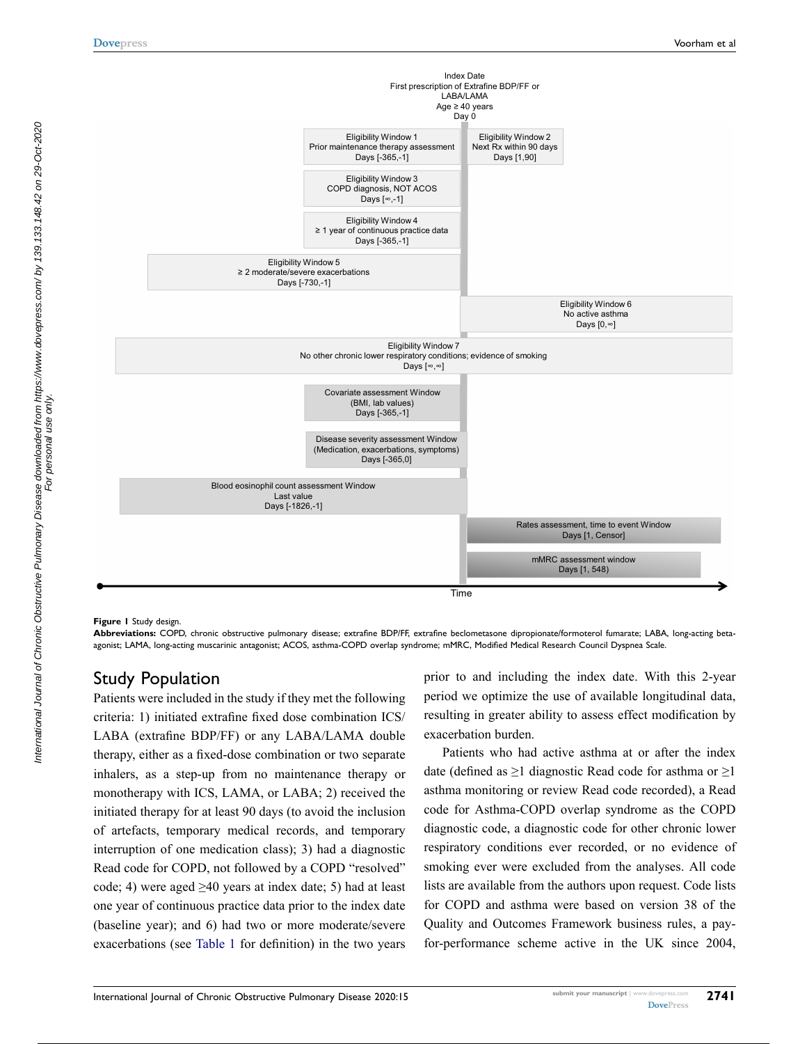Index Date
First prescription of Extrafine BDP/FF or LABA/LAMA
Age ≥ 40 years
Day 0

Eligibility Window 1
Prior maintenance therapy assessment
Days [-365,-1]

Eligibility Window 2
Next Rx within 90 days
Days [1,90]

Eligibility Window 3
COPD diagnosis, NOT ACOS
Days [∞,-1]

Eligibility Window 4
≥ 1 year of continuous practice data
Days [-365,-1]

Eligibility Window 5
≥ 2 moderate/severe exacerbations
Days [-730,-1]

Eligibility Window 6
No active asthma
Days [0,∞]

Eligibility Window 7
No other chronic lower respiratory conditions; evidence of smoking
Days [∞,∞]

Covariate assessment Window
(BMI, lab values)
Days [-365,-1]

Disease severity assessment Window
(Medication, exacerbations, symptoms)
Days [-365,0]

Blood eosinophil count assessment Window
Last value
Days [-1826,-1]

Rates assessment, time to event Window
Days [1, Censor]

mMRC assessment window
Days [1, 548]

Time

**Figure 1** Study design.

**Abbreviations:** COPD, chronic obstructive pulmonary disease; extrafine BDP/FF, extrafine beclometasone dipropionate/formoterol fumarate; LABA, long-acting beta-agonist; LAMA, long-acting muscarinic antagonist; ACOS, asthma-COPD overlap syndrome; mMRC, Modified Medical Research Council Dyspnea Scale.

## Study Population

Patients were included in the study if they met the following criteria: 1) initiated extrafine fixed dose combination ICS/LABA (extrafine BDP/FF) or any LABA/LAMA double therapy, either as a fixed-dose combination or two separate inhalers, as a step-up from no maintenance therapy or monotherapy with ICS, LAMA, or LABA; 2) received the initiated therapy for at least 90 days (to avoid the inclusion of artefacts, temporary medical records, and temporary interruption of one medication class); 3) had a diagnostic Read code for COPD, not followed by a COPD "resolved" code; 4) were aged ≥40 years at index date; 5) had at least one year of continuous practice data prior to the index date (baseline year); and 6) had two or more moderate/severe exacerbations (see Table 1 for definition) in the two years prior to and including the index date. With this 2-year period we optimize the use of available longitudinal data, resulting in greater ability to assess effect modification by exacerbation burden.

Patients who had active asthma at or after the index date (defined as ≥1 diagnostic Read code for asthma or ≥1 asthma monitoring or review Read code recorded), a Read code for Asthma-COPD overlap syndrome as the COPD diagnostic code, a diagnostic code for other chronic lower respiratory conditions ever recorded, or no evidence of smoking ever were excluded from the analyses. All code lists are available from the authors upon request. Code lists for COPD and asthma were based on version 38 of the Quality and Outcomes Framework business rules, a pay-for-performance scheme active in the UK since 2004,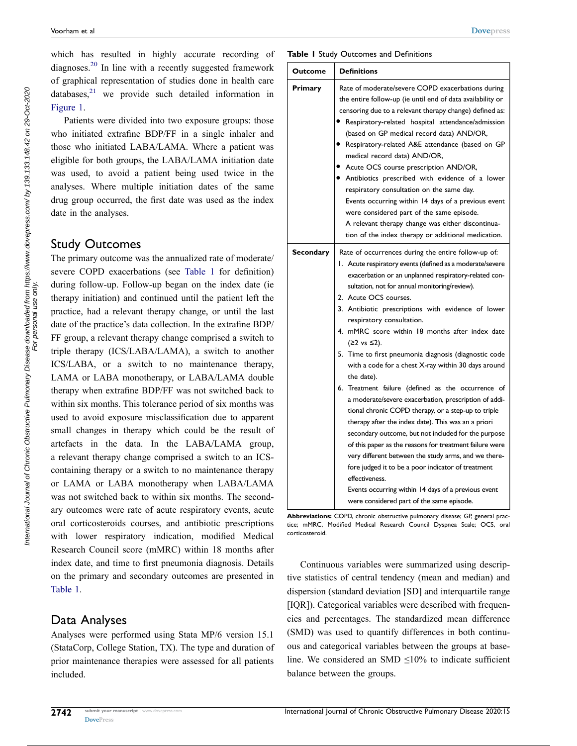which has resulted in highly accurate recording of diagnoses.[20] In line with a recently suggested framework of graphical representation of studies done in health care databases,[21] we provide such detailed information in Figure 1.

Patients were divided into two exposure groups: those who initiated extrafine BDP/FF in a single inhaler and those who initiated LABA/LAMA. Where a patient was eligible for both groups, the LABA/LAMA initiation date was used, to avoid a patient being used twice in the analyses. Where multiple initiation dates of the same drug group occurred, the first date was used as the index date in the analyses.

## Study Outcomes

The primary outcome was the annualized rate of moderate/severe COPD exacerbations (see Table 1 for definition) during follow-up. Follow-up began on the index date (ie therapy initiation) and continued until the patient left the practice, had a relevant therapy change, or until the last date of the practice's data collection. In the extrafine BDP/FF group, a relevant therapy change comprised a switch to triple therapy (ICS/LABA/LAMA), a switch to another ICS/LABA, or a switch to no maintenance therapy, LAMA or LABA monotherapy, or LABA/LAMA double therapy when extrafine BDP/FF was not switched back to within six months. This tolerance period of six months was used to avoid exposure misclassification due to apparent small changes in therapy which could be the result of artefacts in the data. In the LABA/LAMA group, a relevant therapy change comprised a switch to an ICS-containing therapy or a switch to no maintenance therapy or LAMA or LABA monotherapy when LABA/LAMA was not switched back to within six months. The secondary outcomes were rate of acute respiratory events, acute oral corticosteroids courses, and antibiotic prescriptions with lower respiratory indication, modified Medical Research Council score (mMRC) within 18 months after index date, and time to first pneumonia diagnosis. Details on the primary and secondary outcomes are presented in Table 1.

**Table 1** Study Outcomes and Definitions

| Outcome | Definitions |
|---|---|
| **Primary** | Rate of moderate/severe COPD exacerbations during the entire follow-up (ie until end of data availability or censoring due to a relevant therapy change) defined as:<br>• Respiratory-related hospital attendance/admission (based on GP medical record data) AND/OR,<br>• Respiratory-related A&E attendance (based on GP medical record data) AND/OR,<br>• Acute OCS course prescription AND/OR,<br>• Antibiotics prescribed with evidence of a lower respiratory consultation on the same day.<br>Events occurring within 14 days of a previous event were considered part of the same episode.<br>A relevant therapy change was either discontinuation of the index therapy or additional medication. |
| **Secondary** | Rate of occurrences during the entire follow-up of:<br>1. Acute respiratory events (defined as a moderate/severe exacerbation or an unplanned respiratory-related consultation, not for annual monitoring/review).<br>2. Acute OCS courses.<br>3. Antibiotic prescriptions with evidence of lower respiratory consultation.<br>4. mMRC score within 18 months after index date (≥2 vs ≤2).<br>5. Time to first pneumonia diagnosis (diagnostic code with a code for a chest X-ray within 30 days around the date).<br>6. Treatment failure (defined as the occurrence of a moderate/severe exacerbation, prescription of additional chronic COPD therapy, or a step-up to triple therapy after the index date). This was an a priori secondary outcome, but not included for the purpose of this paper as the reasons for treatment failure were very different between the study arms, and we therefore judged it to be a poor indicator of treatment effectiveness.<br>Events occurring within 14 days of a previous event were considered part of the same episode. |

**Abbreviations:** COPD, chronic obstructive pulmonary disease; GP, general practice; mMRC, Modified Medical Research Council Dyspnea Scale; OCS, oral corticosteroid.

## Data Analyses

Analyses were performed using Stata MP/6 version 15.1 (StataCorp, College Station, TX). The type and duration of prior maintenance therapies were assessed for all patients included.

Continuous variables were summarized using descriptive statistics of central tendency (mean and median) and dispersion (standard deviation [SD] and interquartile range [IQR]). Categorical variables were described with frequencies and percentages. The standardized mean difference (SMD) was used to quantify differences in both continuous and categorical variables between the groups at baseline. We considered an SMD ≤10% to indicate sufficient balance between the groups.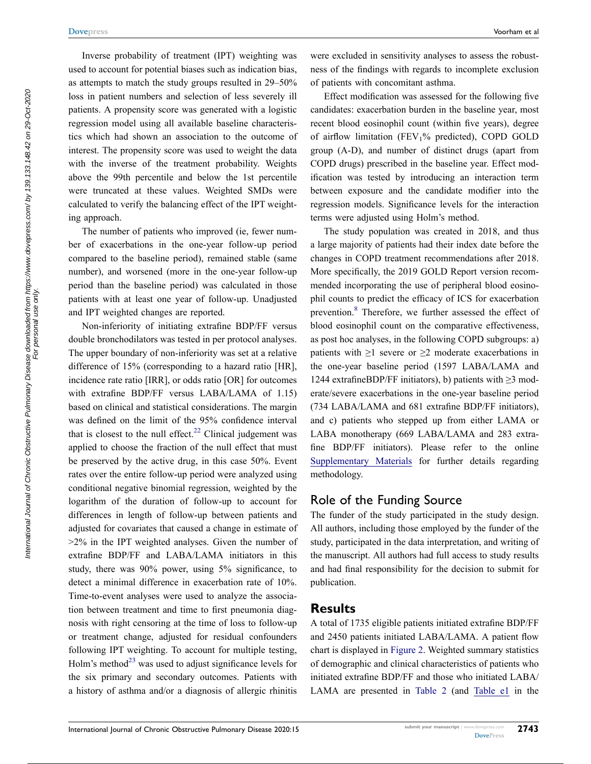Inverse probability of treatment (IPT) weighting was used to account for potential biases such as indication bias, as attempts to match the study groups resulted in 29–50% loss in patient numbers and selection of less severely ill patients. A propensity score was generated with a logistic regression model using all available baseline characteristics which had shown an association to the outcome of interest. The propensity score was used to weight the data with the inverse of the treatment probability. Weights above the 99th percentile and below the 1st percentile were truncated at these values. Weighted SMDs were calculated to verify the balancing effect of the IPT weighting approach.

The number of patients who improved (ie, fewer number of exacerbations in the one-year follow-up period compared to the baseline period), remained stable (same number), and worsened (more in the one-year follow-up period than the baseline period) was calculated in those patients with at least one year of follow-up. Unadjusted and IPT weighted changes are reported.

Non-inferiority of initiating extrafine BDP/FF versus double bronchodilators was tested in per protocol analyses. The upper boundary of non-inferiority was set at a relative difference of 15% (corresponding to a hazard ratio [HR], incidence rate ratio [IRR], or odds ratio [OR] for outcomes with extrafine BDP/FF versus LABA/LAMA of 1.15) based on clinical and statistical considerations. The margin was defined on the limit of the 95% confidence interval that is closest to the null effect.[22] Clinical judgement was applied to choose the fraction of the null effect that must be preserved by the active drug, in this case 50%. Event rates over the entire follow-up period were analyzed using conditional negative binomial regression, weighted by the logarithm of the duration of follow-up to account for differences in length of follow-up between patients and adjusted for covariates that caused a change in estimate of >2% in the IPT weighted analyses. Given the number of extrafine BDP/FF and LABA/LAMA initiators in this study, there was 90% power, using 5% significance, to detect a minimal difference in exacerbation rate of 10%. Time-to-event analyses were used to analyze the association between treatment and time to first pneumonia diagnosis with right censoring at the time of loss to follow-up or treatment change, adjusted for residual confounders following IPT weighting. To account for multiple testing, Holm's method[23] was used to adjust significance levels for the six primary and secondary outcomes. Patients with a history of asthma and/or a diagnosis of allergic rhinitis were excluded in sensitivity analyses to assess the robustness of the findings with regards to incomplete exclusion of patients with concomitant asthma.

Effect modification was assessed for the following five candidates: exacerbation burden in the baseline year, most recent blood eosinophil count (within five years), degree of airflow limitation ($FEV_1$% predicted), COPD GOLD group (A-D), and number of distinct drugs (apart from COPD drugs) prescribed in the baseline year. Effect modification was tested by introducing an interaction term between exposure and the candidate modifier into the regression models. Significance levels for the interaction terms were adjusted using Holm's method.

The study population was created in 2018, and thus a large majority of patients had their index date before the changes in COPD treatment recommendations after 2018. More specifically, the 2019 GOLD Report version recommended incorporating the use of peripheral blood eosinophil counts to predict the efficacy of ICS for exacerbation prevention.[8] Therefore, we further assessed the effect of blood eosinophil count on the comparative effectiveness, as post hoc analyses, in the following COPD subgroups: a) patients with ≥1 severe or ≥2 moderate exacerbations in the one-year baseline period (1597 LABA/LAMA and 1244 extrafineBDP/FF initiators), b) patients with ≥3 moderate/severe exacerbations in the one-year baseline period (734 LABA/LAMA and 681 extrafine BDP/FF initiators), and c) patients who stepped up from either LAMA or LABA monotherapy (669 LABA/LAMA and 283 extrafine BDP/FF initiators). Please refer to the online Supplementary Materials for further details regarding methodology.

## Role of the Funding Source

The funder of the study participated in the study design. All authors, including those employed by the funder of the study, participated in the data interpretation, and writing of the manuscript. All authors had full access to study results and had final responsibility for the decision to submit for publication.

## Results

A total of 1735 eligible patients initiated extrafine BDP/FF and 2450 patients initiated LABA/LAMA. A patient flow chart is displayed in Figure 2. Weighted summary statistics of demographic and clinical characteristics of patients who initiated extrafine BDP/FF and those who initiated LABA/LAMA are presented in Table 2 (and Table e1 in the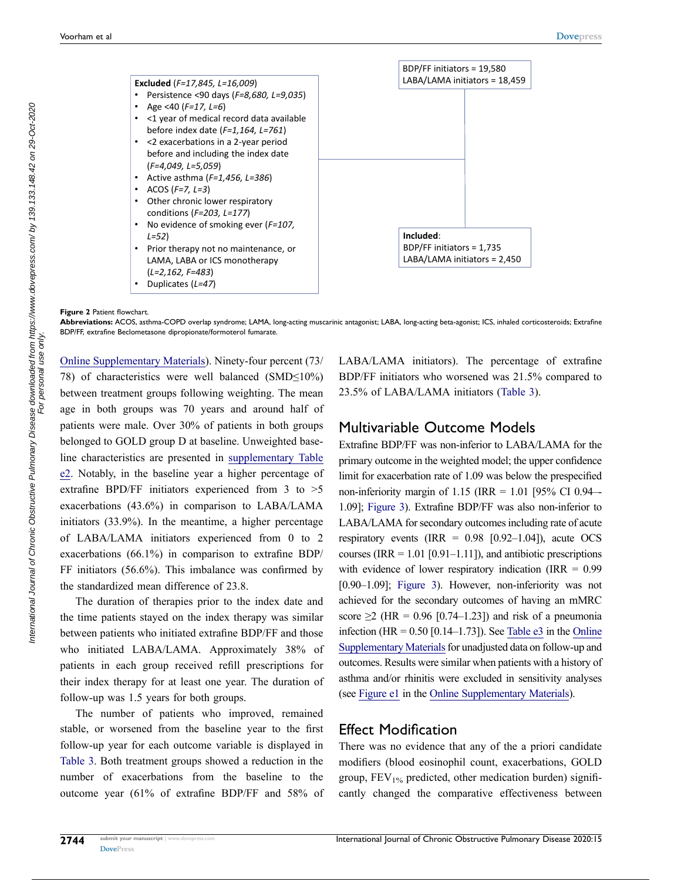BDP/FF initiators = 19,580
LABA/LAMA initiators = 18,459

**Excluded** (*F=17,845, L=16,009*)

- Persistence <90 days (*F=8,680, L=9,035*)
- Age <40 (*F=17, L=6*)
- <1 year of medical record data available before index date (*F=1,164, L=761*)
- <2 exacerbations in a 2-year period before and including the index date (*F=4,049, L=5,059*)
- Active asthma (*F=1,456, L=386*)
- ACOS (*F=7, L=3*)
- Other chronic lower respiratory conditions (*F=203, L=177*)
- No evidence of smoking ever (*F=107, L=52*)
- Prior therapy not no maintenance, or LAMA, LABA or ICS monotherapy (*L=2,162, F=483*)
- Duplicates (*L=47*)

**Included**:
BDP/FF initiators = 1,735
LABA/LAMA initiators = 2,450

**Figure 2** Patient flowchart.
**Abbreviations:** ACOS, asthma-COPD overlap syndrome; LAMA, long-acting muscarinic antagonist; LABA, long-acting beta-agonist; ICS, inhaled corticosteroids; Extrafine BDP/FF, extrafine Beclometasone dipropionate/formoterol fumarate.

Online Supplementary Materials). Ninety-four percent (73/78) of characteristics were well balanced (SMD≤10%) between treatment groups following weighting. The mean age in both groups was 70 years and around half of patients were male. Over 30% of patients in both groups belonged to GOLD group D at baseline. Unweighted baseline characteristics are presented in supplementary Table e2. Notably, in the baseline year a higher percentage of extrafine BPD/FF initiators experienced from 3 to >5 exacerbations (43.6%) in comparison to LABA/LAMA initiators (33.9%). In the meantime, a higher percentage of LABA/LAMA initiators experienced from 0 to 2 exacerbations (66.1%) in comparison to extrafine BDP/FF initiators (56.6%). This imbalance was confirmed by the standardized mean difference of 23.8.

The duration of therapies prior to the index date and the time patients stayed on the index therapy was similar between patients who initiated extrafine BDP/FF and those who initiated LABA/LAMA. Approximately 38% of patients in each group received refill prescriptions for their index therapy for at least one year. The duration of follow-up was 1.5 years for both groups.

The number of patients who improved, remained stable, or worsened from the baseline year to the first follow-up year for each outcome variable is displayed in Table 3. Both treatment groups showed a reduction in the number of exacerbations from the baseline to the outcome year (61% of extrafine BDP/FF and 58% of LABA/LAMA initiators). The percentage of extrafine BDP/FF initiators who worsened was 21.5% compared to 23.5% of LABA/LAMA initiators (Table 3).

## Multivariable Outcome Models

Extrafine BDP/FF was non-inferior to LABA/LAMA for the primary outcome in the weighted model; the upper confidence limit for exacerbation rate of 1.09 was below the prespecified non-inferiority margin of 1.15 (IRR = 1.01 [95% CI 0.94–-1.09]; Figure 3). Extrafine BDP/FF was also non-inferior to LABA/LAMA for secondary outcomes including rate of acute respiratory events (IRR = 0.98 [0.92–1.04]), acute OCS courses (IRR = 1.01 [0.91–1.11]), and antibiotic prescriptions with evidence of lower respiratory indication (IRR = 0.99 [0.90–1.09]; Figure 3). However, non-inferiority was not achieved for the secondary outcomes of having an mMRC score ≥2 (HR = 0.96 [0.74–1.23]) and risk of a pneumonia infection (HR = 0.50 [0.14–1.73]). See Table e3 in the Online Supplementary Materials for unadjusted data on follow-up and outcomes. Results were similar when patients with a history of asthma and/or rhinitis were excluded in sensitivity analyses (see Figure e1 in the Online Supplementary Materials).

## Effect Modification

There was no evidence that any of the a priori candidate modifiers (blood eosinophil count, exacerbations, GOLD group, $FEV_{1\%}$ predicted, other medication burden) significantly changed the comparative effectiveness between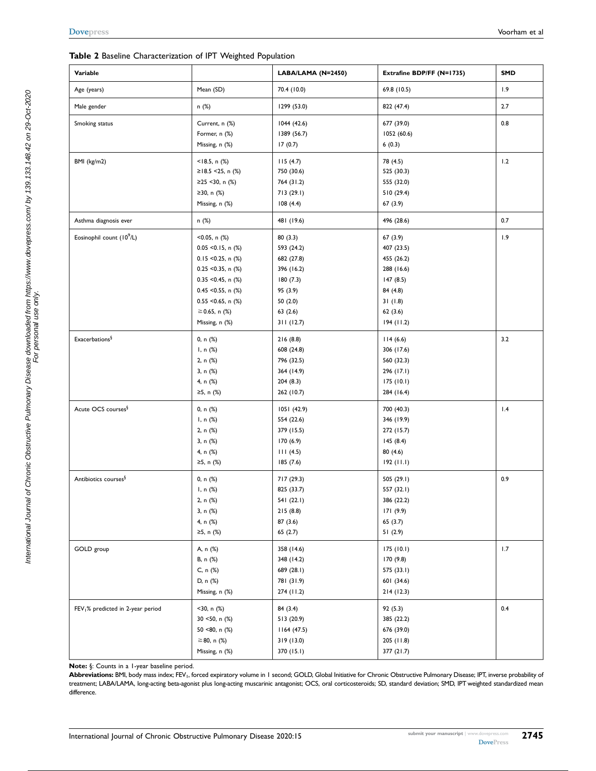**Table 2** Baseline Characterization of IPT Weighted Population

| Variable | | LABA/LAMA (N=2450) | Extrafine BDP/FF (N=1735) | SMD |
|---|---|---|---|---|
| Age (years) | Mean (SD) | 70.4 (10.0) | 69.8 (10.5) | 1.9 |
| Male gender | n (%) | 1299 (53.0) | 822 (47.4) | 2.7 |
| Smoking status | Current, n (%) | 1044 (42.6) | 677 (39.0) | 0.8 |
| | Former, n (%) | 1389 (56.7) | 1052 (60.6) | |
| | Missing, n (%) | 17 (0.7) | 6 (0.3) | |
| BMI (kg/m2) | <18.5, n (%) | 115 (4.7) | 78 (4.5) | 1.2 |
| | ≥18.5 <25, n (%) | 750 (30.6) | 525 (30.3) | |
| | ≥25 <30, n (%) | 764 (31.2) | 555 (32.0) | |
| | ≥30, n (%) | 713 (29.1) | 510 (29.4) | |
| | Missing, n (%) | 108 (4.4) | 67 (3.9) | |
| Asthma diagnosis ever | n (%) | 481 (19.6) | 496 (28.6) | 0.7 |
| Eosinophil count ($10^9$/L) | <0.05, n (%) | 80 (3.3) | 67 (3.9) | 1.9 |
| | 0.05 <0.15, n (%) | 593 (24.2) | 407 (23.5) | |
| | 0.15 <0.25, n (%) | 682 (27.8) | 455 (26.2) | |
| | 0.25 <0.35, n (%) | 396 (16.2) | 288 (16.6) | |
| | 0.35 <0.45, n (%) | 180 (7.3) | 147 (8.5) | |
| | 0.45 <0.55, n (%) | 95 (3.9) | 84 (4.8) | |
| | 0.55 <0.65, n (%) | 50 (2.0) | 31 (1.8) | |
| | ≥0.65, n (%) | 63 (2.6) | 62 (3.6) | |
| | Missing, n (%) | 311 (12.7) | 194 (11.2) | |
| Exacerbations[§] | 0, n (%) | 216 (8.8) | 114 (6.6) | 3.2 |
| | 1, n (%) | 608 (24.8) | 306 (17.6) | |
| | 2, n (%) | 796 (32.5) | 560 (32.3) | |
| | 3, n (%) | 364 (14.9) | 296 (17.1) | |
| | 4, n (%) | 204 (8.3) | 175 (10.1) | |
| | ≥5, n (%) | 262 (10.7) | 284 (16.4) | |
| Acute OCS courses[§] | 0, n (%) | 1051 (42.9) | 700 (40.3) | 1.4 |
| | 1, n (%) | 554 (22.6) | 346 (19.9) | |
| | 2, n (%) | 379 (15.5) | 272 (15.7) | |
| | 3, n (%) | 170 (6.9) | 145 (8.4) | |
| | 4, n (%) | 111 (4.5) | 80 (4.6) | |
| | ≥5, n (%) | 185 (7.6) | 192 (11.1) | |
| Antibiotics courses[§] | 0, n (%) | 717 (29.3) | 505 (29.1) | 0.9 |
| | 1, n (%) | 825 (33.7) | 557 (32.1) | |
| | 2, n (%) | 541 (22.1) | 386 (22.2) | |
| | 3, n (%) | 215 (8.8) | 171 (9.9) | |
| | 4, n (%) | 87 (3.6) | 65 (3.7) | |
| | ≥5, n (%) | 65 (2.7) | 51 (2.9) | |
| GOLD group | A, n (%) | 358 (14.6) | 175 (10.1) | 1.7 |
| | B, n (%) | 348 (14.2) | 170 (9.8) | |
| | C, n (%) | 689 (28.1) | 575 (33.1) | |
| | D, n (%) | 781 (31.9) | 601 (34.6) | |
| | Missing, n (%) | 274 (11.2) | 214 (12.3) | |
| $FEV_1$% predicted in 2-year period | <30, n (%) | 84 (3.4) | 92 (5.3) | 0.4 |
| | 30 <50, n (%) | 513 (20.9) | 385 (22.2) | |
| | 50 <80, n (%) | 1164 (47.5) | 676 (39.0) | |
| | ≥80, n (%) | 319 (13.0) | 205 (11.8) | |
| | Missing, n (%) | 370 (15.1) | 377 (21.7) | |

**Note:** §: Counts in a 1-year baseline period.

**Abbreviations:** BMI, body mass index; $FEV_1$, forced expiratory volume in 1 second; GOLD, Global Initiative for Chronic Obstructive Pulmonary Disease; IPT, inverse probability of treatment; LABA/LAMA, long-acting beta-agonist plus long-acting muscarinic antagonist; OCS, oral corticosteroids; SD, standard deviation; SMD, IPT weighted standardized mean difference.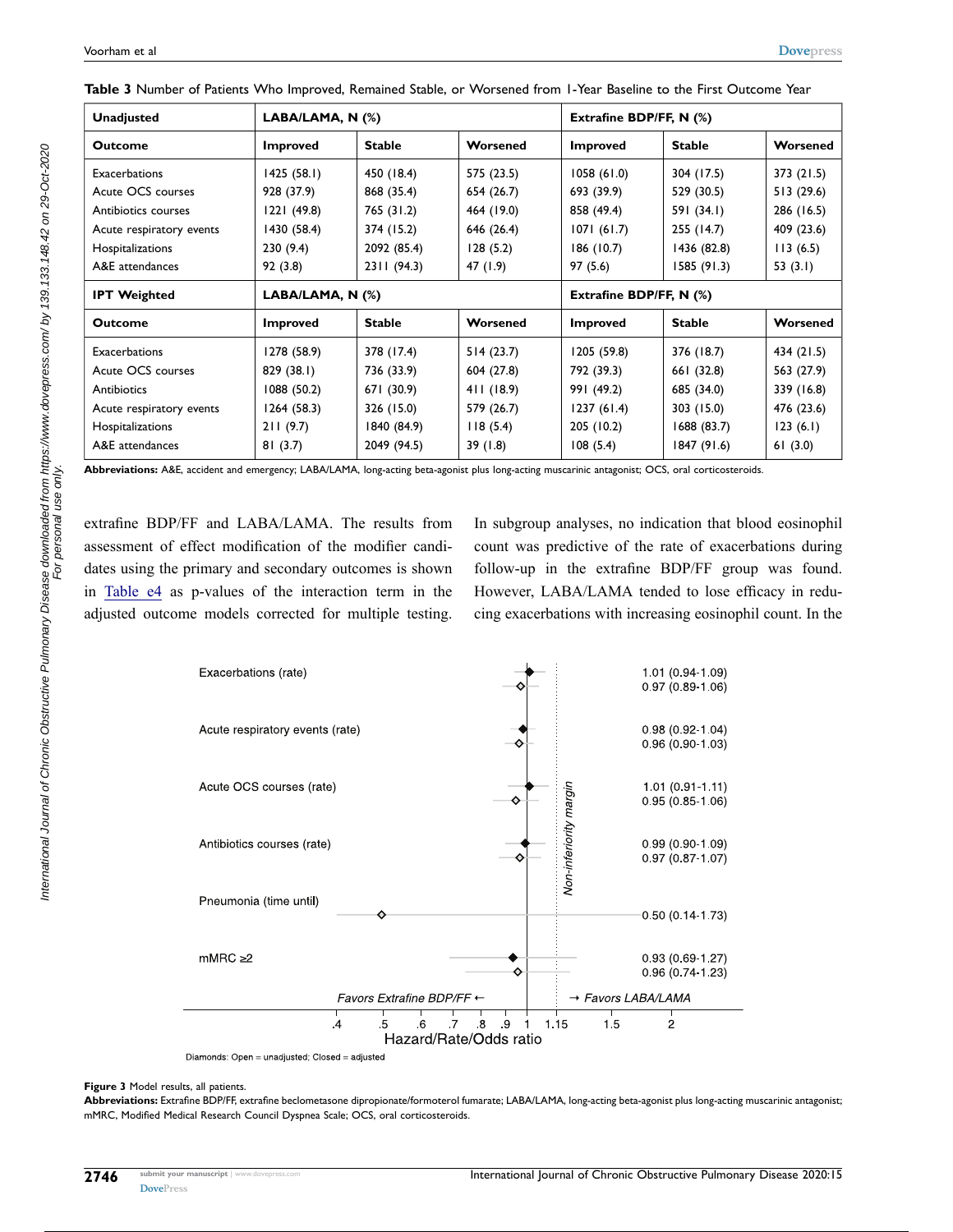**Table 3** Number of Patients Who Improved, Remained Stable, or Worsened from 1-Year Baseline to the First Outcome Year

| **Unadjusted** | **LABA/LAMA, N (%)** | | | **Extrafine BDP/FF, N (%)** | | |
|---|---|---|---|---|---|---|
| **Outcome** | **Improved** | **Stable** | **Worsened** | **Improved** | **Stable** | **Worsened** |
| Exacerbations | 1425 (58.1) | 450 (18.4) | 575 (23.5) | 1058 (61.0) | 304 (17.5) | 373 (21.5) |
| Acute OCS courses | 928 (37.9) | 868 (35.4) | 654 (26.7) | 693 (39.9) | 529 (30.5) | 513 (29.6) |
| Antibiotics courses | 1221 (49.8) | 765 (31.2) | 464 (19.0) | 858 (49.4) | 591 (34.1) | 286 (16.5) |
| Acute respiratory events | 1430 (58.4) | 374 (15.2) | 646 (26.4) | 1071 (61.7) | 255 (14.7) | 409 (23.6) |
| Hospitalizations | 230 (9.4) | 2092 (85.4) | 128 (5.2) | 186 (10.7) | 1436 (82.8) | 113 (6.5) |
| A&E attendances | 92 (3.8) | 2311 (94.3) | 47 (1.9) | 97 (5.6) | 1585 (91.3) | 53 (3.1) |
| **IPT Weighted** | **LABA/LAMA, N (%)** | | | **Extrafine BDP/FF, N (%)** | | |
| **Outcome** | **Improved** | **Stable** | **Worsened** | **Improved** | **Stable** | **Worsened** |
| Exacerbations | 1278 (58.9) | 378 (17.4) | 514 (23.7) | 1205 (59.8) | 376 (18.7) | 434 (21.5) |
| Acute OCS courses | 829 (38.1) | 736 (33.9) | 604 (27.8) | 792 (39.3) | 661 (32.8) | 563 (27.9) |
| Antibiotics | 1088 (50.2) | 671 (30.9) | 411 (18.9) | 991 (49.2) | 685 (34.0) | 339 (16.8) |
| Acute respiratory events | 1264 (58.3) | 326 (15.0) | 579 (26.7) | 1237 (61.4) | 303 (15.0) | 476 (23.6) |
| Hospitalizations | 211 (9.7) | 1840 (84.9) | 118 (5.4) | 205 (10.2) | 1688 (83.7) | 123 (6.1) |
| A&E attendances | 81 (3.7) | 2049 (94.5) | 39 (1.8) | 108 (5.4) | 1847 (91.6) | 61 (3.0) |

**Abbreviations:** A&E, accident and emergency; LABA/LAMA, long-acting beta-agonist plus long-acting muscarinic antagonist; OCS, oral corticosteroids.

extrafine BDP/FF and LABA/LAMA. The results from assessment of effect modification of the modifier candidates using the primary and secondary outcomes is shown in Table e4 as p-values of the interaction term in the adjusted outcome models corrected for multiple testing. In subgroup analyses, no indication that blood eosinophil count was predictive of the rate of exacerbations during follow-up in the extrafine BDP/FF group was found. However, LABA/LAMA tended to lose efficacy in reducing exacerbations with increasing eosinophil count. In the

**Figure 3** Model results, all patients.

**Abbreviations:** Extrafine BDP/FF, extrafine beclometasone dipropionate/formoterol fumarate; LABA/LAMA, long-acting beta-agonist plus long-acting muscarinic antagonist; mMRC, Modified Medical Research Council Dyspnea Scale; OCS, oral corticosteroids.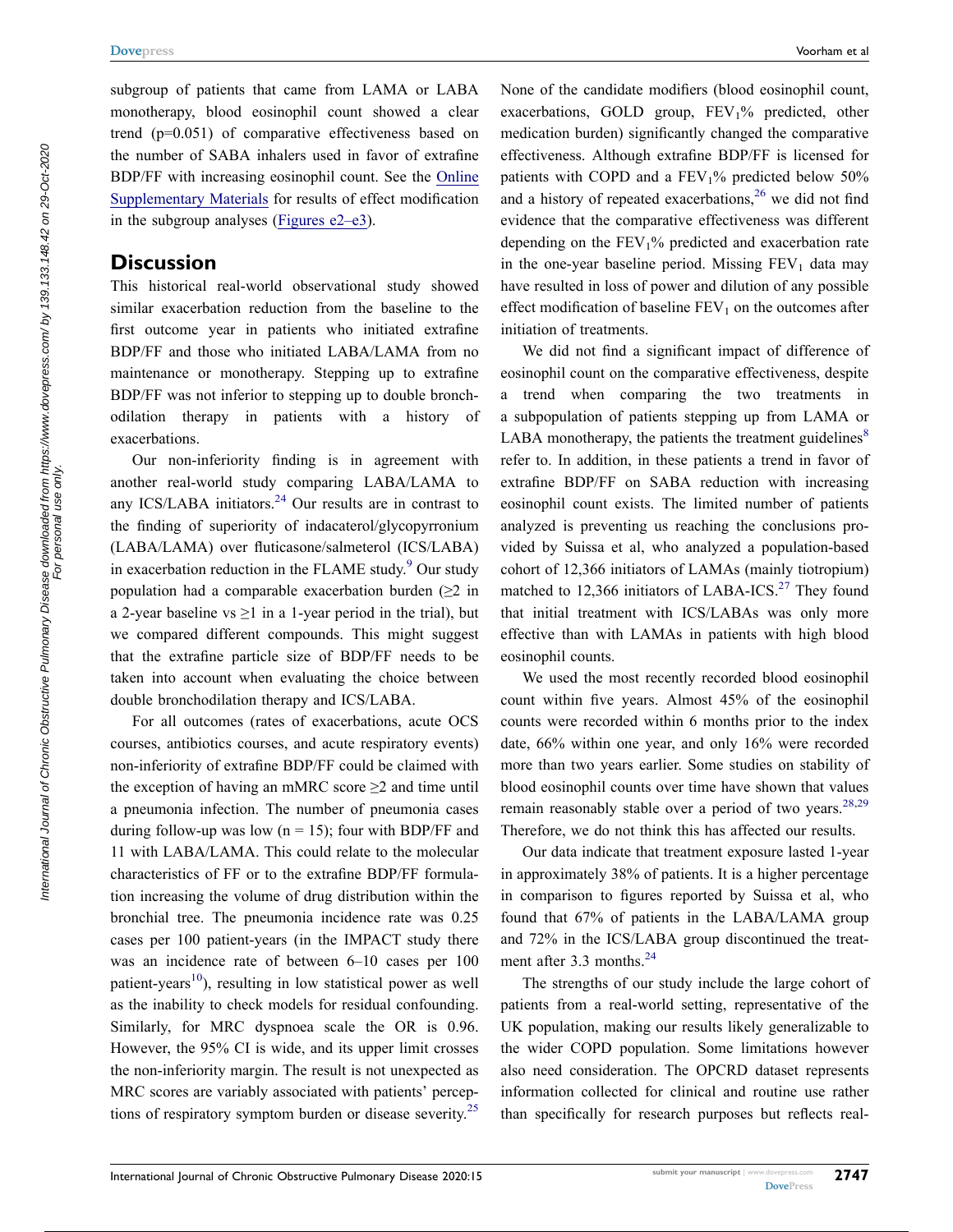subgroup of patients that came from LAMA or LABA monotherapy, blood eosinophil count showed a clear trend (p=0.051) of comparative effectiveness based on the number of SABA inhalers used in favor of extrafine BDP/FF with increasing eosinophil count. See the Online Supplementary Materials for results of effect modification in the subgroup analyses (Figures e2–e3).

## Discussion

This historical real-world observational study showed similar exacerbation reduction from the baseline to the first outcome year in patients who initiated extrafine BDP/FF and those who initiated LABA/LAMA from no maintenance or monotherapy. Stepping up to extrafine BDP/FF was not inferior to stepping up to double bronchodilation therapy in patients with a history of exacerbations.

Our non-inferiority finding is in agreement with another real-world study comparing LABA/LAMA to any ICS/LABA initiators.[24] Our results are in contrast to the finding of superiority of indacaterol/glycopyrronium (LABA/LAMA) over fluticasone/salmeterol (ICS/LABA) in exacerbation reduction in the FLAME study.[9] Our study population had a comparable exacerbation burden (≥2 in a 2-year baseline vs ≥1 in a 1-year period in the trial), but we compared different compounds. This might suggest that the extrafine particle size of BDP/FF needs to be taken into account when evaluating the choice between double bronchodilation therapy and ICS/LABA.

For all outcomes (rates of exacerbations, acute OCS courses, antibiotics courses, and acute respiratory events) non-inferiority of extrafine BDP/FF could be claimed with the exception of having an mMRC score ≥2 and time until a pneumonia infection. The number of pneumonia cases during follow-up was low (n = 15); four with BDP/FF and 11 with LABA/LAMA. This could relate to the molecular characteristics of FF or to the extrafine BDP/FF formulation increasing the volume of drug distribution within the bronchial tree. The pneumonia incidence rate was 0.25 cases per 100 patient-years (in the IMPACT study there was an incidence rate of between 6–10 cases per 100 patient-years[10]), resulting in low statistical power as well as the inability to check models for residual confounding. Similarly, for MRC dyspnoea scale the OR is 0.96. However, the 95% CI is wide, and its upper limit crosses the non-inferiority margin. The result is not unexpected as MRC scores are variably associated with patients' perceptions of respiratory symptom burden or disease severity.[25]

None of the candidate modifiers (blood eosinophil count, exacerbations, GOLD group, $FEV_1$% predicted, other medication burden) significantly changed the comparative effectiveness. Although extrafine BDP/FF is licensed for patients with COPD and a $FEV_1$% predicted below 50% and a history of repeated exacerbations,[26] we did not find evidence that the comparative effectiveness was different depending on the $FEV_1$% predicted and exacerbation rate in the one-year baseline period. Missing $FEV_1$ data may have resulted in loss of power and dilution of any possible effect modification of baseline $FEV_1$ on the outcomes after initiation of treatments.

We did not find a significant impact of difference of eosinophil count on the comparative effectiveness, despite a trend when comparing the two treatments in a subpopulation of patients stepping up from LAMA or LABA monotherapy, the patients the treatment guidelines[8] refer to. In addition, in these patients a trend in favor of extrafine BDP/FF on SABA reduction with increasing eosinophil count exists. The limited number of patients analyzed is preventing us reaching the conclusions provided by Suissa et al, who analyzed a population-based cohort of 12,366 initiators of LAMAs (mainly tiotropium) matched to 12,366 initiators of LABA-ICS.[27] They found that initial treatment with ICS/LABAs was only more effective than with LAMAs in patients with high blood eosinophil counts.

We used the most recently recorded blood eosinophil count within five years. Almost 45% of the eosinophil counts were recorded within 6 months prior to the index date, 66% within one year, and only 16% were recorded more than two years earlier. Some studies on stability of blood eosinophil counts over time have shown that values remain reasonably stable over a period of two years.[28,29] Therefore, we do not think this has affected our results.

Our data indicate that treatment exposure lasted 1-year in approximately 38% of patients. It is a higher percentage in comparison to figures reported by Suissa et al, who found that 67% of patients in the LABA/LAMA group and 72% in the ICS/LABA group discontinued the treatment after 3.3 months.[24]

The strengths of our study include the large cohort of patients from a real-world setting, representative of the UK population, making our results likely generalizable to the wider COPD population. Some limitations however also need consideration. The OPCRD dataset represents information collected for clinical and routine use rather than specifically for research purposes but reflects real-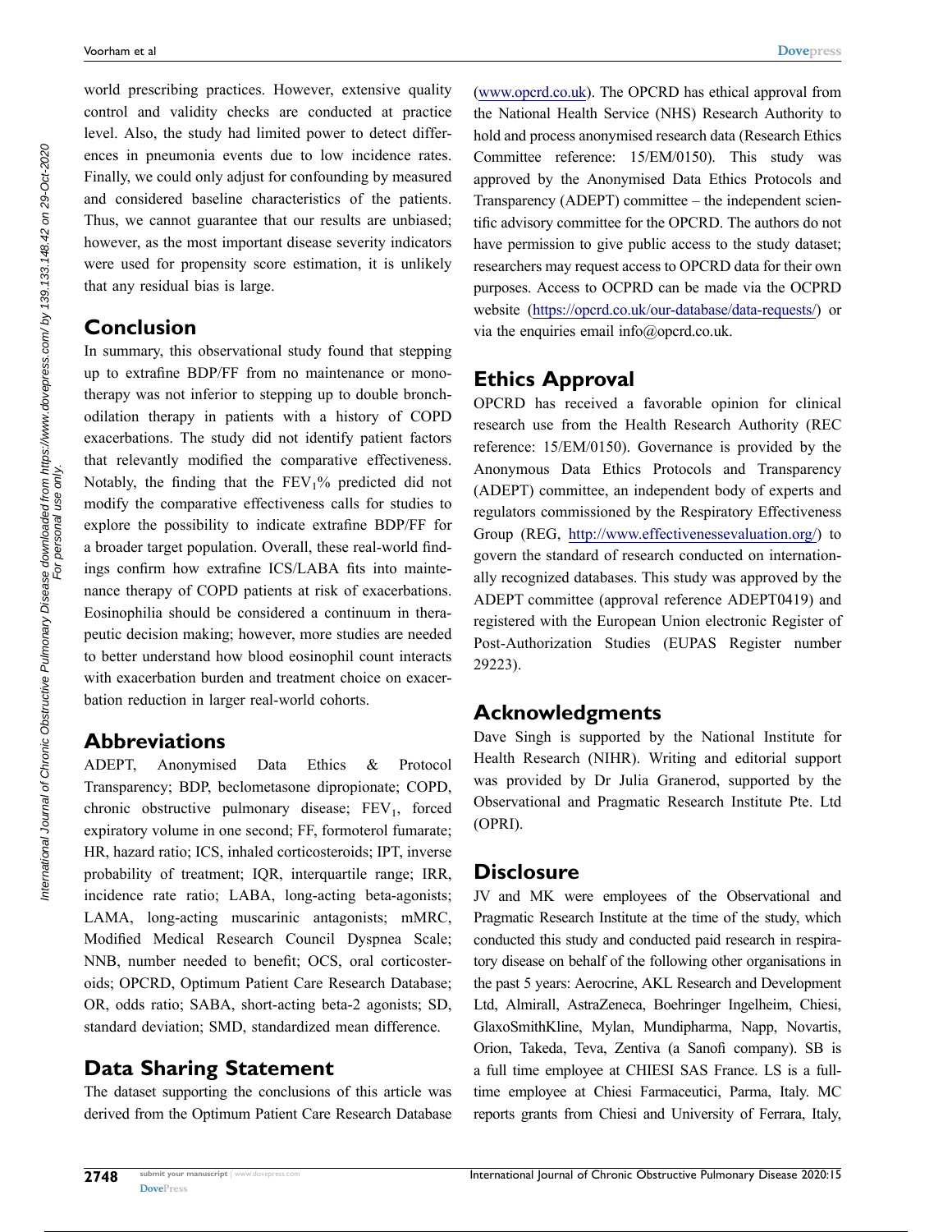world prescribing practices. However, extensive quality control and validity checks are conducted at practice level. Also, the study had limited power to detect differences in pneumonia events due to low incidence rates. Finally, we could only adjust for confounding by measured and considered baseline characteristics of the patients. Thus, we cannot guarantee that our results are unbiased; however, as the most important disease severity indicators were used for propensity score estimation, it is unlikely that any residual bias is large.

## Conclusion

In summary, this observational study found that stepping up to extrafine BDP/FF from no maintenance or monotherapy was not inferior to stepping up to double bronchodilation therapy in patients with a history of COPD exacerbations. The study did not identify patient factors that relevantly modified the comparative effectiveness. Notably, the finding that the $FEV_1$% predicted did not modify the comparative effectiveness calls for studies to explore the possibility to indicate extrafine BDP/FF for a broader target population. Overall, these real-world findings confirm how extrafine ICS/LABA fits into maintenance therapy of COPD patients at risk of exacerbations. Eosinophilia should be considered a continuum in therapeutic decision making; however, more studies are needed to better understand how blood eosinophil count interacts with exacerbation burden and treatment choice on exacerbation reduction in larger real-world cohorts.

## Abbreviations

ADEPT, Anonymised Data Ethics & Protocol Transparency; BDP, beclometasone dipropionate; COPD, chronic obstructive pulmonary disease; $FEV_1$, forced expiratory volume in one second; FF, formoterol fumarate; HR, hazard ratio; ICS, inhaled corticosteroids; IPT, inverse probability of treatment; IQR, interquartile range; IRR, incidence rate ratio; LABA, long-acting beta-agonists; LAMA, long-acting muscarinic antagonists; mMRC, Modified Medical Research Council Dyspnea Scale; NNB, number needed to benefit; OCS, oral corticosteroids; OPCRD, Optimum Patient Care Research Database; OR, odds ratio; SABA, short-acting beta-2 agonists; SD, standard deviation; SMD, standardized mean difference.

## Data Sharing Statement

The dataset supporting the conclusions of this article was derived from the Optimum Patient Care Research Database (www.opcrd.co.uk). The OPCRD has ethical approval from the National Health Service (NHS) Research Authority to hold and process anonymised research data (Research Ethics Committee reference: 15/EM/0150). This study was approved by the Anonymised Data Ethics Protocols and Transparency (ADEPT) committee – the independent scientific advisory committee for the OPCRD. The authors do not have permission to give public access to the study dataset; researchers may request access to OPCRD data for their own purposes. Access to OCPRD can be made via the OCPRD website (https://opcrd.co.uk/our-database/data-requests/) or via the enquiries email info@opcrd.co.uk.

## Ethics Approval

OPCRD has received a favorable opinion for clinical research use from the Health Research Authority (REC reference: 15/EM/0150). Governance is provided by the Anonymous Data Ethics Protocols and Transparency (ADEPT) committee, an independent body of experts and regulators commissioned by the Respiratory Effectiveness Group (REG, http://www.effectivenessevaluation.org/) to govern the standard of research conducted on internationally recognized databases. This study was approved by the ADEPT committee (approval reference ADEPT0419) and registered with the European Union electronic Register of Post-Authorization Studies (EUPAS Register number 29223).

## Acknowledgments

Dave Singh is supported by the National Institute for Health Research (NIHR). Writing and editorial support was provided by Dr Julia Granerod, supported by the Observational and Pragmatic Research Institute Pte. Ltd (OPRI).

## Disclosure

JV and MK were employees of the Observational and Pragmatic Research Institute at the time of the study, which conducted this study and conducted paid research in respiratory disease on behalf of the following other organisations in the past 5 years: Aerocrine, AKL Research and Development Ltd, Almirall, AstraZeneca, Boehringer Ingelheim, Chiesi, GlaxoSmithKline, Mylan, Mundipharma, Napp, Novartis, Orion, Takeda, Teva, Zentiva (a Sanofi company). SB is a full time employee at CHIESI SAS France. LS is a full-time employee at Chiesi Farmaceutici, Parma, Italy. MC reports grants from Chiesi and University of Ferrara, Italy,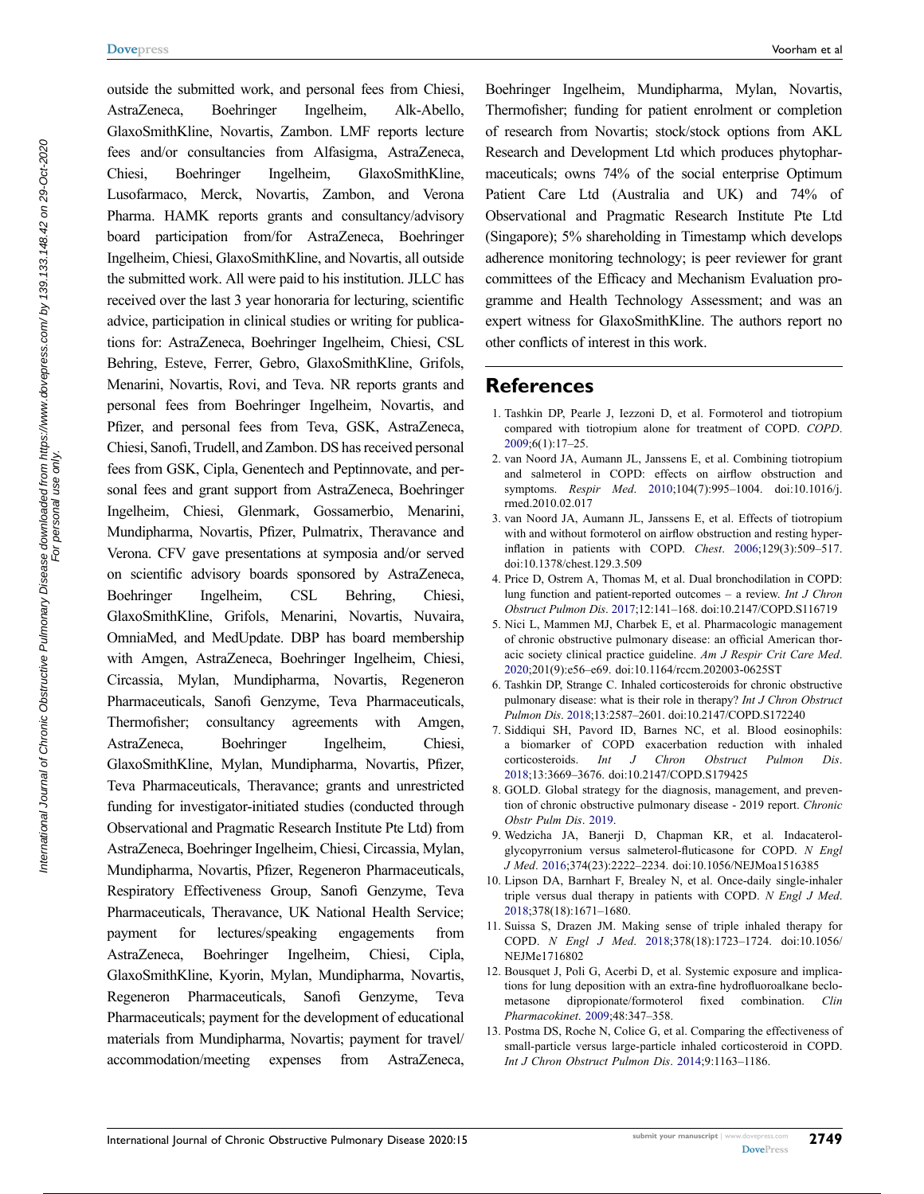outside the submitted work, and personal fees from Chiesi, AstraZeneca, Boehringer Ingelheim, Alk-Abello, GlaxoSmithKline, Novartis, Zambon. LMF reports lecture fees and/or consultancies from Alfasigma, AstraZeneca, Chiesi, Boehringer Ingelheim, GlaxoSmithKline, Lusofarmaco, Merck, Novartis, Zambon, and Verona Pharma. HAMK reports grants and consultancy/advisory board participation from/for AstraZeneca, Boehringer Ingelheim, Chiesi, GlaxoSmithKline, and Novartis, all outside the submitted work. All were paid to his institution. JLLC has received over the last 3 year honoraria for lecturing, scientific advice, participation in clinical studies or writing for publications for: AstraZeneca, Boehringer Ingelheim, Chiesi, CSL Behring, Esteve, Ferrer, Gebro, GlaxoSmithKline, Grifols, Menarini, Novartis, Rovi, and Teva. NR reports grants and personal fees from Boehringer Ingelheim, Novartis, and Pfizer, and personal fees from Teva, GSK, AstraZeneca, Chiesi, Sanofi, Trudell, and Zambon. DS has received personal fees from GSK, Cipla, Genentech and Peptinnovate, and personal fees and grant support from AstraZeneca, Boehringer Ingelheim, Chiesi, Glenmark, Gossamerbio, Menarini, Mundipharma, Novartis, Pfizer, Pulmatrix, Theravance and Verona. CFV gave presentations at symposia and/or served on scientific advisory boards sponsored by AstraZeneca, Boehringer Ingelheim, CSL Behring, Chiesi, GlaxoSmithKline, Grifols, Menarini, Novartis, Nuvaira, OmniaMed, and MedUpdate. DBP has board membership with Amgen, AstraZeneca, Boehringer Ingelheim, Chiesi, Circassia, Mylan, Mundipharma, Novartis, Regeneron Pharmaceuticals, Sanofi Genzyme, Teva Pharmaceuticals, Thermofisher; consultancy agreements with Amgen, AstraZeneca, Boehringer Ingelheim, Chiesi, GlaxoSmithKline, Mylan, Mundipharma, Novartis, Pfizer, Teva Pharmaceuticals, Theravance; grants and unrestricted funding for investigator-initiated studies (conducted through Observational and Pragmatic Research Institute Pte Ltd) from AstraZeneca, Boehringer Ingelheim, Chiesi, Circassia, Mylan, Mundipharma, Novartis, Pfizer, Regeneron Pharmaceuticals, Respiratory Effectiveness Group, Sanofi Genzyme, Teva Pharmaceuticals, Theravance, UK National Health Service; payment for lectures/speaking engagements from AstraZeneca, Boehringer Ingelheim, Chiesi, Cipla, GlaxoSmithKline, Kyorin, Mylan, Mundipharma, Novartis, Regeneron Pharmaceuticals, Sanofi Genzyme, Teva Pharmaceuticals; payment for the development of educational materials from Mundipharma, Novartis; payment for travel/accommodation/meeting expenses from AstraZeneca, Boehringer Ingelheim, Mundipharma, Mylan, Novartis, Thermofisher; funding for patient enrolment or completion of research from Novartis; stock/stock options from AKL Research and Development Ltd which produces phytopharmaceuticals; owns 74% of the social enterprise Optimum Patient Care Ltd (Australia and UK) and 74% of Observational and Pragmatic Research Institute Pte Ltd (Singapore); 5% shareholding in Timestamp which develops adherence monitoring technology; is peer reviewer for grant committees of the Efficacy and Mechanism Evaluation programme and Health Technology Assessment; and was an expert witness for GlaxoSmithKline. The authors report no other conflicts of interest in this work.

## References

1. Tashkin DP, Pearle J, Iezzoni D, et al. Formoterol and tiotropium compared with tiotropium alone for treatment of COPD. *COPD*. 2009;6(1):17–25.
2. van Noord JA, Aumann JL, Janssens E, et al. Combining tiotropium and salmeterol in COPD: effects on airflow obstruction and symptoms. *Respir Med*. 2010;104(7):995–1004. doi:10.1016/j.rmed.2010.02.017
3. van Noord JA, Aumann JL, Janssens E, et al. Effects of tiotropium with and without formoterol on airflow obstruction and resting hyperinflation in patients with COPD. *Chest*. 2006;129(3):509–517. doi:10.1378/chest.129.3.509
4. Price D, Ostrem A, Thomas M, et al. Dual bronchodilation in COPD: lung function and patient-reported outcomes – a review. *Int J Chron Obstruct Pulmon Dis*. 2017;12:141–168. doi:10.2147/COPD.S116719
5. Nici L, Mammen MJ, Charbek E, et al. Pharmacologic management of chronic obstructive pulmonary disease: an official American thoracic society clinical practice guideline. *Am J Respir Crit Care Med*. 2020;201(9):e56–e69. doi:10.1164/rccm.202003-0625ST
6. Tashkin DP, Strange C. Inhaled corticosteroids for chronic obstructive pulmonary disease: what is their role in therapy? *Int J Chron Obstruct Pulmon Dis*. 2018;13:2587–2601. doi:10.2147/COPD.S172240
7. Siddiqui SH, Pavord ID, Barnes NC, et al. Blood eosinophils: a biomarker of COPD exacerbation reduction with inhaled corticosteroids. *Int J Chron Obstruct Pulmon Dis*. 2018;13:3669–3676. doi:10.2147/COPD.S179425
8. GOLD. Global strategy for the diagnosis, management, and prevention of chronic obstructive pulmonary disease - 2019 report. *Chronic Obstr Pulm Dis*. 2019.
9. Wedzicha JA, Banerji D, Chapman KR, et al. Indacaterol-glycopyrronium versus salmeterol-fluticasone for COPD. *N Engl J Med*. 2016;374(23):2222–2234. doi:10.1056/NEJMoa1516385
10. Lipson DA, Barnhart F, Brealey N, et al. Once-daily single-inhaler triple versus dual therapy in patients with COPD. *N Engl J Med*. 2018;378(18):1671–1680.
11. Suissa S, Drazen JM. Making sense of triple inhaled therapy for COPD. *N Engl J Med*. 2018;378(18):1723–1724. doi:10.1056/NEJMe1716802
12. Bousquet J, Poli G, Acerbi D, et al. Systemic exposure and implications for lung deposition with an extra-fine hydrofluoroalkane beclometasone dipropionate/formoterol fixed combination. *Clin Pharmacokinet*. 2009;48:347–358.
13. Postma DS, Roche N, Colice G, et al. Comparing the effectiveness of small-particle versus large-particle inhaled corticosteroid in COPD. *Int J Chron Obstruct Pulmon Dis*. 2014;9:1163–1186.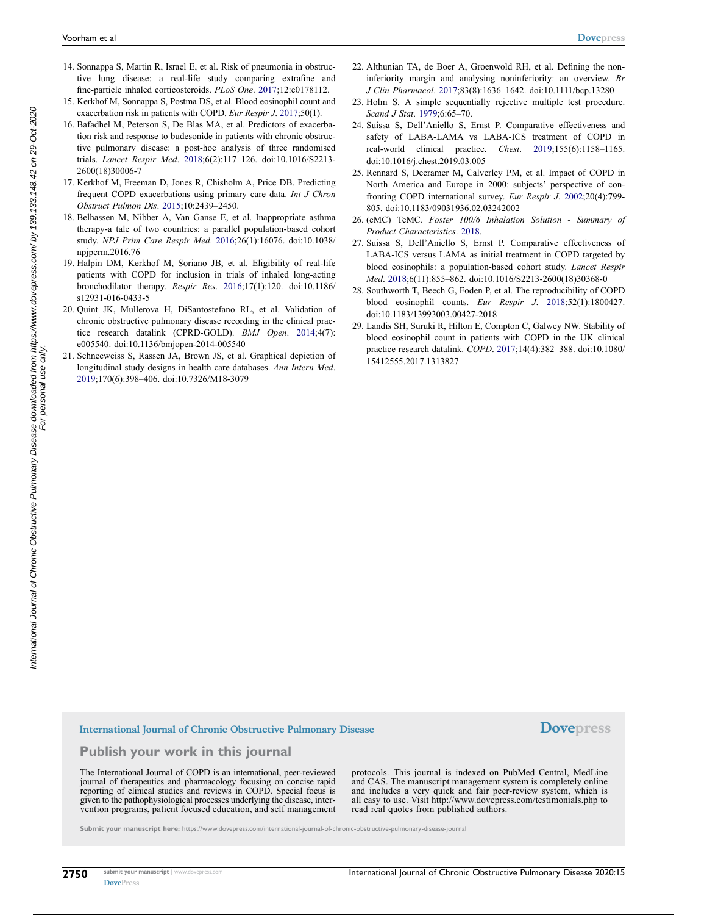14. Sonnappa S, Martin R, Israel E, et al. Risk of pneumonia in obstructive lung disease: a real-life study comparing extrafine and fine-particle inhaled corticosteroids. *PLoS One*. 2017;12:e0178112.
15. Kerkhof M, Sonnappa S, Postma DS, et al. Blood eosinophil count and exacerbation risk in patients with COPD. *Eur Respir J*. 2017;50(1).
16. Bafadhel M, Peterson S, De Blas MA, et al. Predictors of exacerbation risk and response to budesonide in patients with chronic obstructive pulmonary disease: a post-hoc analysis of three randomised trials. *Lancet Respir Med*. 2018;6(2):117–126. doi:10.1016/S2213-2600(18)30006-7
17. Kerkhof M, Freeman D, Jones R, Chisholm A, Price DB. Predicting frequent COPD exacerbations using primary care data. *Int J Chron Obstruct Pulmon Dis*. 2015;10:2439–2450.
18. Belhassen M, Nibber A, Van Ganse E, et al. Inappropriate asthma therapy-a tale of two countries: a parallel population-based cohort study. *NPJ Prim Care Respir Med*. 2016;26(1):16076. doi:10.1038/npjpcrm.2016.76
19. Halpin DM, Kerkhof M, Soriano JB, et al. Eligibility of real-life patients with COPD for inclusion in trials of inhaled long-acting bronchodilator therapy. *Respir Res*. 2016;17(1):120. doi:10.1186/s12931-016-0433-5
20. Quint JK, Mullerova H, DiSantostefano RL, et al. Validation of chronic obstructive pulmonary disease recording in the clinical practice research datalink (CPRD-GOLD). *BMJ Open*. 2014;4(7):e005540. doi:10.1136/bmjopen-2014-005540
21. Schneeweiss S, Rassen JA, Brown JS, et al. Graphical depiction of longitudinal study designs in health care databases. *Ann Intern Med*. 2019;170(6):398–406. doi:10.7326/M18-3079
22. Althunian TA, de Boer A, Groenwold RH, et al. Defining the noninferiority margin and analysing noninferiority: an overview. *Br J Clin Pharmacol*. 2017;83(8):1636–1642. doi:10.1111/bcp.13280
23. Holm S. A simple sequentially rejective multiple test procedure. *Scand J Stat*. 1979;6:65–70.
24. Suissa S, Dell'Aniello S, Ernst P. Comparative effectiveness and safety of LABA-LAMA vs LABA-ICS treatment of COPD in real-world clinical practice. *Chest*. 2019;155(6):1158–1165. doi:10.1016/j.chest.2019.03.005
25. Rennard S, Decramer M, Calverley PM, et al. Impact of COPD in North America and Europe in 2000: subjects' perspective of confronting COPD international survey. *Eur Respir J*. 2002;20(4):799-805. doi:10.1183/09031936.02.03242002
26. (eMC) TeMC. *Foster 100/6 Inhalation Solution - Summary of Product Characteristics*. 2018.
27. Suissa S, Dell'Aniello S, Ernst P. Comparative effectiveness of LABA-ICS versus LAMA as initial treatment in COPD targeted by blood eosinophils: a population-based cohort study. *Lancet Respir Med*. 2018;6(11):855–862. doi:10.1016/S2213-2600(18)30368-0
28. Southworth T, Beech G, Foden P, et al. The reproducibility of COPD blood eosinophil counts. *Eur Respir J*. 2018;52(1):1800427. doi:10.1183/13993003.00427-2018
29. Landis SH, Suruki R, Hilton E, Compton C, Galwey NW. Stability of blood eosinophil count in patients with COPD in the UK clinical practice research datalink. *COPD*. 2017;14(4):382–388. doi:10.1080/15412555.2017.1313827

**International Journal of Chronic Obstructive Pulmonary Disease**

**Dovepress**

## Publish your work in this journal

The International Journal of COPD is an international, peer-reviewed journal of therapeutics and pharmacology focusing on concise rapid reporting of clinical studies and reviews in COPD. Special focus is given to the pathophysiological processes underlying the disease, intervention programs, patient focused education, and self management protocols. This journal is indexed on PubMed Central, MedLine and CAS. The manuscript management system is completely online and includes a very quick and fair peer-review system, which is all easy to use. Visit http://www.dovepress.com/testimonials.php to read real quotes from published authors.

**Submit your manuscript here:** https://www.dovepress.com/international-journal-of-chronic-obstructive-pulmonary-disease-journal